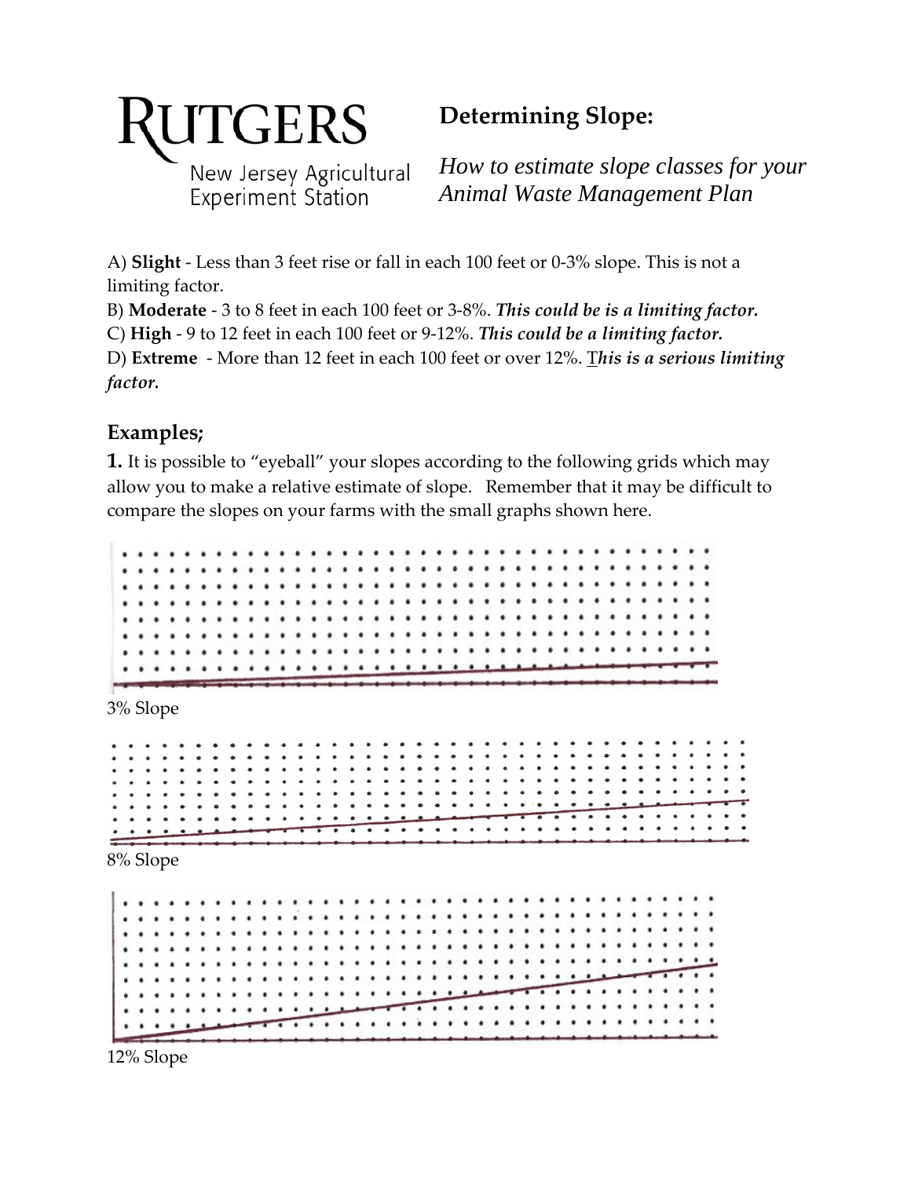RUTGERS

New Jersey Agricultural Experiment Station

# Determining Slope:

*How to estimate slope classes for your Animal Waste Management Plan*

A) **Slight** - Less than 3 feet rise or fall in each 100 feet or 0-3% slope. This is not a limiting factor.
B) **Moderate** - 3 to 8 feet in each 100 feet or 3-8%. ***This could be is a limiting factor.***
C) **High** - 9 to 12 feet in each 100 feet or 9-12%. ***This could be a limiting factor.***
D) **Extreme** - More than 12 feet in each 100 feet or over 12%. ***This is a serious limiting factor.***

## Examples;

**1.** It is possible to "eyeball" your slopes according to the following grids which may allow you to make a relative estimate of slope. Remember that it may be difficult to compare the slopes on your farms with the small graphs shown here.

3% Slope

8% Slope

12% Slope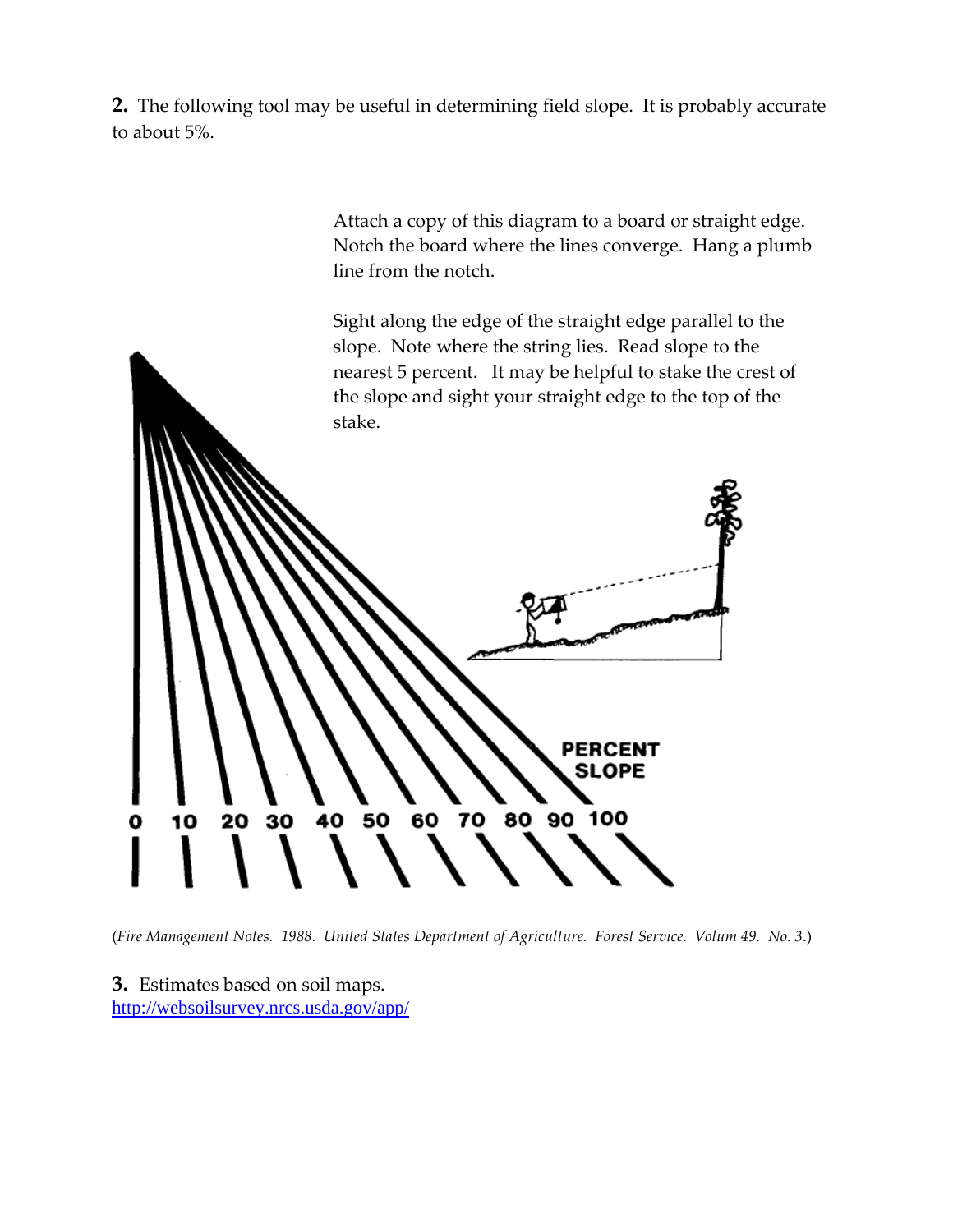**2.** The following tool may be useful in determining field slope. It is probably accurate to about 5%.

Attach a copy of this diagram to a board or straight edge. Notch the board where the lines converge. Hang a plumb line from the notch.

Sight along the edge of the straight edge parallel to the slope. Note where the string lies. Read slope to the nearest 5 percent. It may be helpful to stake the crest of the slope and sight your straight edge to the top of the stake.

PERCENT SLOPE

0 10 20 30 40 50 60 70 80 90 100

(*Fire Management Notes. 1988. United States Department of Agriculture. Forest Service. Volum 49. No. 3.*)

**3.** Estimates based on soil maps.
http://websoilsurvey.nrcs.usda.gov/app/